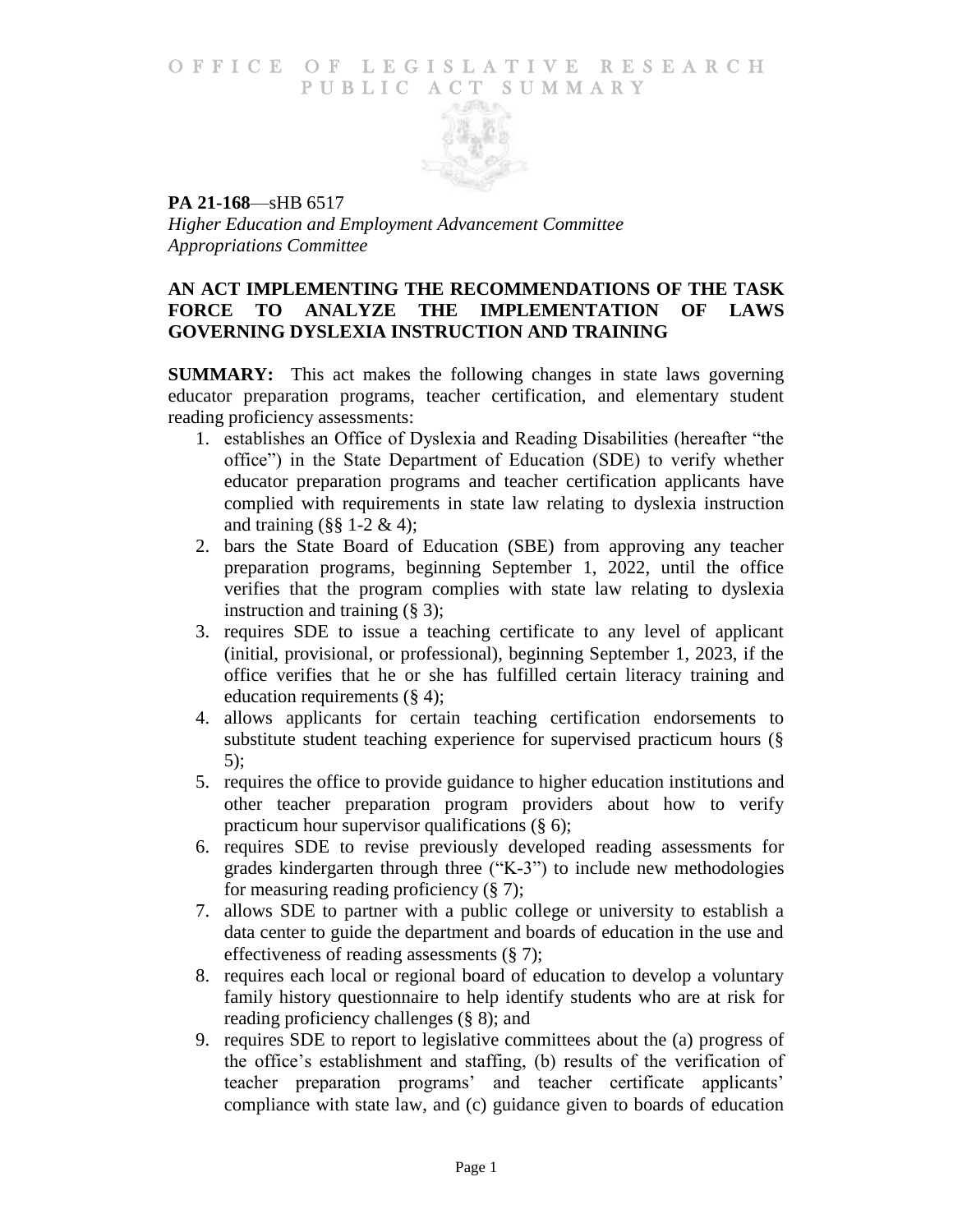# OFFICE OF LEGISLATIVE RESEARCH
## PUBLIC ACT SUMMARY

**PA 21-168**—sHB 6517

*Higher Education and Employment Advancement Committee*
*Appropriations Committee*

## AN ACT IMPLEMENTING THE RECOMMENDATIONS OF THE TASK FORCE TO ANALYZE THE IMPLEMENTATION OF LAWS GOVERNING DYSLEXIA INSTRUCTION AND TRAINING

**SUMMARY:** This act makes the following changes in state laws governing educator preparation programs, teacher certification, and elementary student reading proficiency assessments:

1. establishes an Office of Dyslexia and Reading Disabilities (hereafter "the office") in the State Department of Education (SDE) to verify whether educator preparation programs and teacher certification applicants have complied with requirements in state law relating to dyslexia instruction and training (§§ 1-2 & 4);
2. bars the State Board of Education (SBE) from approving any teacher preparation programs, beginning September 1, 2022, until the office verifies that the program complies with state law relating to dyslexia instruction and training (§ 3);
3. requires SDE to issue a teaching certificate to any level of applicant (initial, provisional, or professional), beginning September 1, 2023, if the office verifies that he or she has fulfilled certain literacy training and education requirements (§ 4);
4. allows applicants for certain teaching certification endorsements to substitute student teaching experience for supervised practicum hours (§ 5);
5. requires the office to provide guidance to higher education institutions and other teacher preparation program providers about how to verify practicum hour supervisor qualifications (§ 6);
6. requires SDE to revise previously developed reading assessments for grades kindergarten through three ("K-3") to include new methodologies for measuring reading proficiency (§ 7);
7. allows SDE to partner with a public college or university to establish a data center to guide the department and boards of education in the use and effectiveness of reading assessments (§ 7);
8. requires each local or regional board of education to develop a voluntary family history questionnaire to help identify students who are at risk for reading proficiency challenges (§ 8); and
9. requires SDE to report to legislative committees about the (a) progress of the office's establishment and staffing, (b) results of the verification of teacher preparation programs' and teacher certificate applicants' compliance with state law, and (c) guidance given to boards of education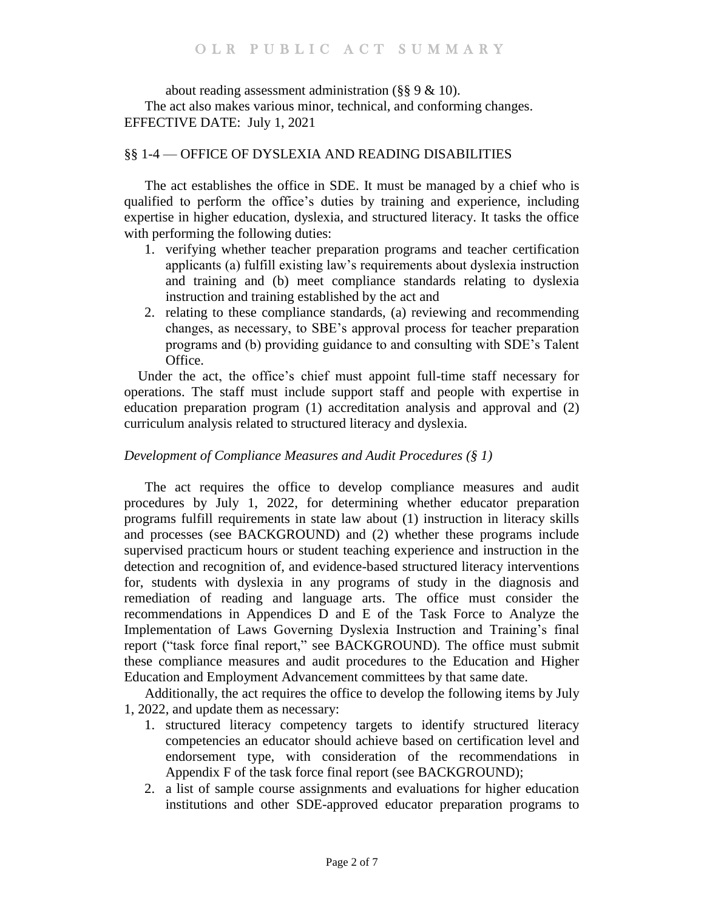about reading assessment administration (§§ 9 & 10).

The act also makes various minor, technical, and conforming changes.

EFFECTIVE DATE: July 1, 2021

## §§ 1-4 — OFFICE OF DYSLEXIA AND READING DISABILITIES

The act establishes the office in SDE. It must be managed by a chief who is qualified to perform the office's duties by training and experience, including expertise in higher education, dyslexia, and structured literacy. It tasks the office with performing the following duties:

1. verifying whether teacher preparation programs and teacher certification applicants (a) fulfill existing law's requirements about dyslexia instruction and training and (b) meet compliance standards relating to dyslexia instruction and training established by the act and
2. relating to these compliance standards, (a) reviewing and recommending changes, as necessary, to SBE's approval process for teacher preparation programs and (b) providing guidance to and consulting with SDE's Talent Office.

Under the act, the office's chief must appoint full-time staff necessary for operations. The staff must include support staff and people with expertise in education preparation program (1) accreditation analysis and approval and (2) curriculum analysis related to structured literacy and dyslexia.

### *Development of Compliance Measures and Audit Procedures (§ 1)*

The act requires the office to develop compliance measures and audit procedures by July 1, 2022, for determining whether educator preparation programs fulfill requirements in state law about (1) instruction in literacy skills and processes (see BACKGROUND) and (2) whether these programs include supervised practicum hours or student teaching experience and instruction in the detection and recognition of, and evidence-based structured literacy interventions for, students with dyslexia in any programs of study in the diagnosis and remediation of reading and language arts. The office must consider the recommendations in Appendices D and E of the Task Force to Analyze the Implementation of Laws Governing Dyslexia Instruction and Training's final report ("task force final report," see BACKGROUND). The office must submit these compliance measures and audit procedures to the Education and Higher Education and Employment Advancement committees by that same date.

Additionally, the act requires the office to develop the following items by July 1, 2022, and update them as necessary:

1. structured literacy competency targets to identify structured literacy competencies an educator should achieve based on certification level and endorsement type, with consideration of the recommendations in Appendix F of the task force final report (see BACKGROUND);
2. a list of sample course assignments and evaluations for higher education institutions and other SDE-approved educator preparation programs to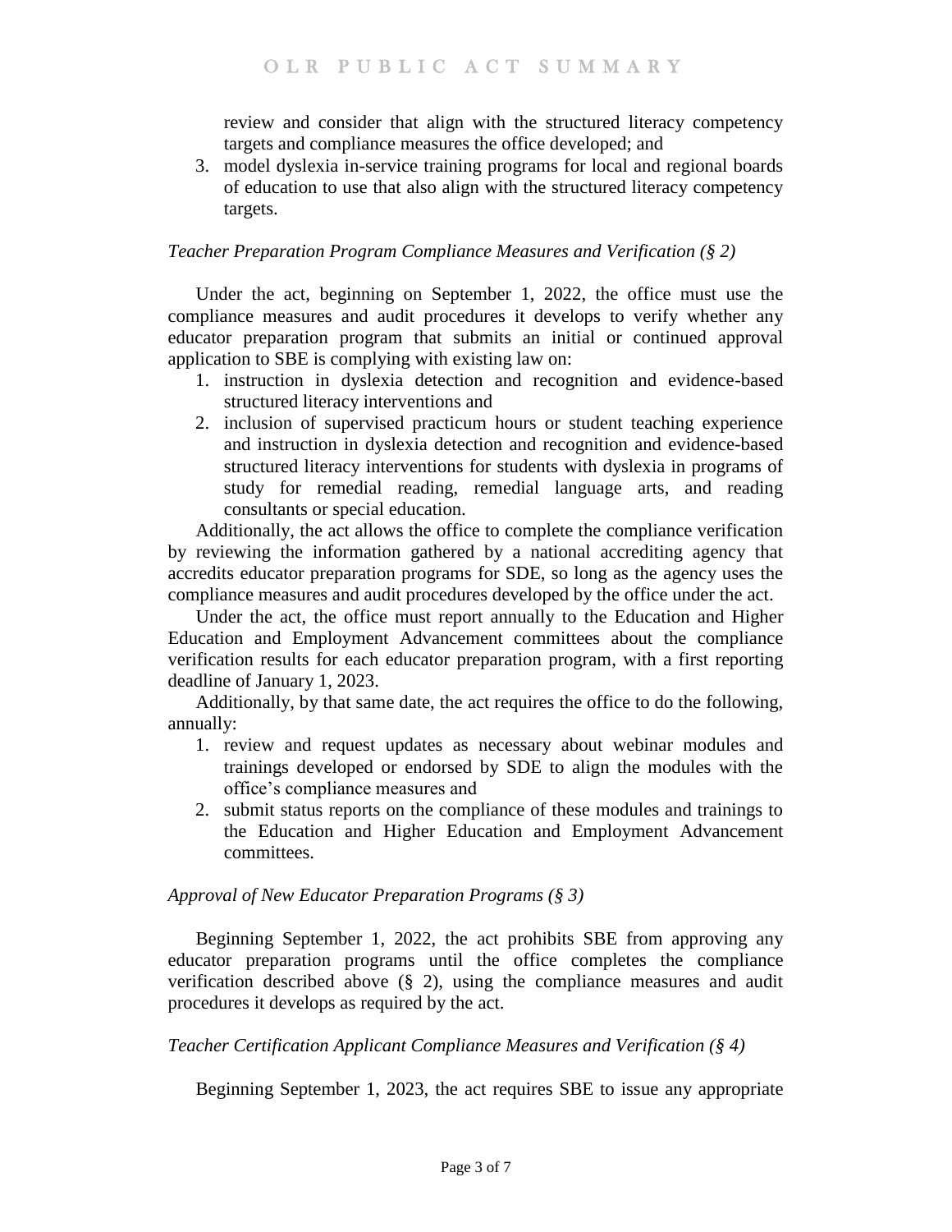review and consider that align with the structured literacy competency targets and compliance measures the office developed; and

3. model dyslexia in-service training programs for local and regional boards of education to use that also align with the structured literacy competency targets.

*Teacher Preparation Program Compliance Measures and Verification (§ 2)*

Under the act, beginning on September 1, 2022, the office must use the compliance measures and audit procedures it develops to verify whether any educator preparation program that submits an initial or continued approval application to SBE is complying with existing law on:

1. instruction in dyslexia detection and recognition and evidence-based structured literacy interventions and
2. inclusion of supervised practicum hours or student teaching experience and instruction in dyslexia detection and recognition and evidence-based structured literacy interventions for students with dyslexia in programs of study for remedial reading, remedial language arts, and reading consultants or special education.

Additionally, the act allows the office to complete the compliance verification by reviewing the information gathered by a national accrediting agency that accredits educator preparation programs for SDE, so long as the agency uses the compliance measures and audit procedures developed by the office under the act.

Under the act, the office must report annually to the Education and Higher Education and Employment Advancement committees about the compliance verification results for each educator preparation program, with a first reporting deadline of January 1, 2023.

Additionally, by that same date, the act requires the office to do the following, annually:

1. review and request updates as necessary about webinar modules and trainings developed or endorsed by SDE to align the modules with the office's compliance measures and
2. submit status reports on the compliance of these modules and trainings to the Education and Higher Education and Employment Advancement committees.

*Approval of New Educator Preparation Programs (§ 3)*

Beginning September 1, 2022, the act prohibits SBE from approving any educator preparation programs until the office completes the compliance verification described above (§ 2), using the compliance measures and audit procedures it develops as required by the act.

*Teacher Certification Applicant Compliance Measures and Verification (§ 4)*

Beginning September 1, 2023, the act requires SBE to issue any appropriate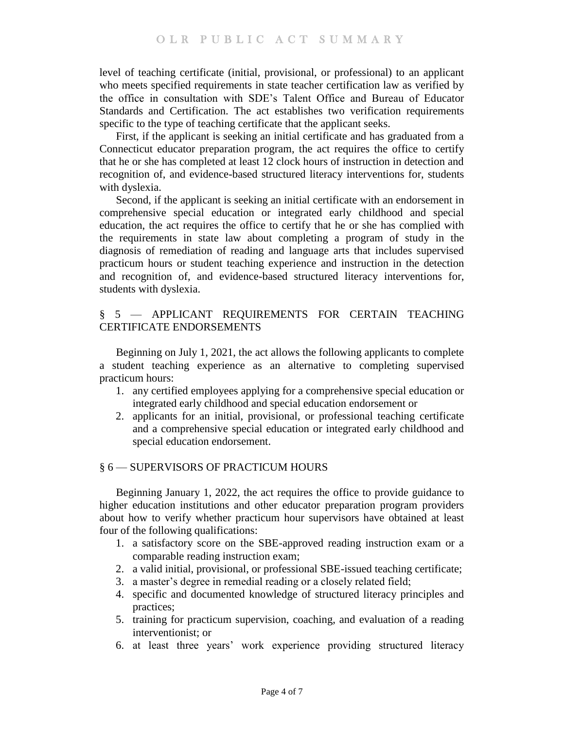level of teaching certificate (initial, provisional, or professional) to an applicant who meets specified requirements in state teacher certification law as verified by the office in consultation with SDE's Talent Office and Bureau of Educator Standards and Certification. The act establishes two verification requirements specific to the type of teaching certificate that the applicant seeks.

First, if the applicant is seeking an initial certificate and has graduated from a Connecticut educator preparation program, the act requires the office to certify that he or she has completed at least 12 clock hours of instruction in detection and recognition of, and evidence-based structured literacy interventions for, students with dyslexia.

Second, if the applicant is seeking an initial certificate with an endorsement in comprehensive special education or integrated early childhood and special education, the act requires the office to certify that he or she has complied with the requirements in state law about completing a program of study in the diagnosis of remediation of reading and language arts that includes supervised practicum hours or student teaching experience and instruction in the detection and recognition of, and evidence-based structured literacy interventions for, students with dyslexia.

## § 5 — APPLICANT REQUIREMENTS FOR CERTAIN TEACHING CERTIFICATE ENDORSEMENTS

Beginning on July 1, 2021, the act allows the following applicants to complete a student teaching experience as an alternative to completing supervised practicum hours:

1. any certified employees applying for a comprehensive special education or integrated early childhood and special education endorsement or
2. applicants for an initial, provisional, or professional teaching certificate and a comprehensive special education or integrated early childhood and special education endorsement.

## § 6 — SUPERVISORS OF PRACTICUM HOURS

Beginning January 1, 2022, the act requires the office to provide guidance to higher education institutions and other educator preparation program providers about how to verify whether practicum hour supervisors have obtained at least four of the following qualifications:

1. a satisfactory score on the SBE-approved reading instruction exam or a comparable reading instruction exam;
2. a valid initial, provisional, or professional SBE-issued teaching certificate;
3. a master's degree in remedial reading or a closely related field;
4. specific and documented knowledge of structured literacy principles and practices;
5. training for practicum supervision, coaching, and evaluation of a reading interventionist; or
6. at least three years' work experience providing structured literacy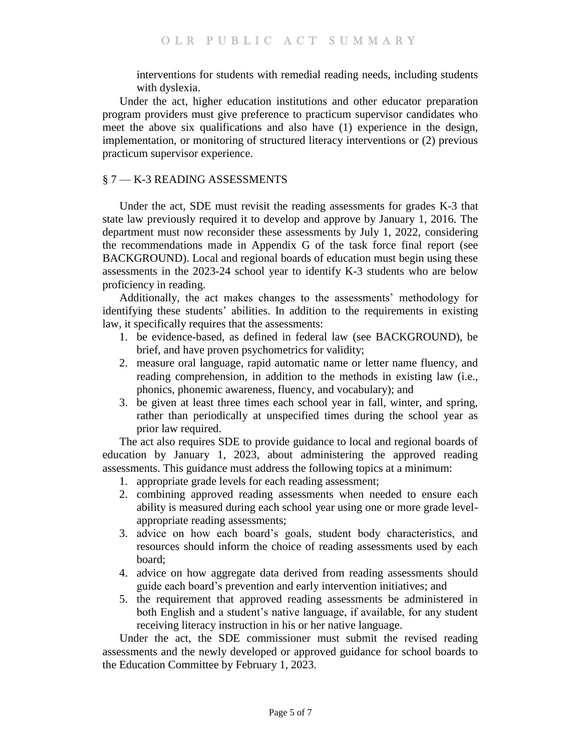interventions for students with remedial reading needs, including students with dyslexia.

Under the act, higher education institutions and other educator preparation program providers must give preference to practicum supervisor candidates who meet the above six qualifications and also have (1) experience in the design, implementation, or monitoring of structured literacy interventions or (2) previous practicum supervisor experience.

## § 7 — K-3 READING ASSESSMENTS

Under the act, SDE must revisit the reading assessments for grades K-3 that state law previously required it to develop and approve by January 1, 2016. The department must now reconsider these assessments by July 1, 2022, considering the recommendations made in Appendix G of the task force final report (see BACKGROUND). Local and regional boards of education must begin using these assessments in the 2023-24 school year to identify K-3 students who are below proficiency in reading.

Additionally, the act makes changes to the assessments' methodology for identifying these students' abilities. In addition to the requirements in existing law, it specifically requires that the assessments:

1. be evidence-based, as defined in federal law (see BACKGROUND), be brief, and have proven psychometrics for validity;
2. measure oral language, rapid automatic name or letter name fluency, and reading comprehension, in addition to the methods in existing law (i.e., phonics, phonemic awareness, fluency, and vocabulary); and
3. be given at least three times each school year in fall, winter, and spring, rather than periodically at unspecified times during the school year as prior law required.

The act also requires SDE to provide guidance to local and regional boards of education by January 1, 2023, about administering the approved reading assessments. This guidance must address the following topics at a minimum:

1. appropriate grade levels for each reading assessment;
2. combining approved reading assessments when needed to ensure each ability is measured during each school year using one or more grade level-appropriate reading assessments;
3. advice on how each board's goals, student body characteristics, and resources should inform the choice of reading assessments used by each board;
4. advice on how aggregate data derived from reading assessments should guide each board's prevention and early intervention initiatives; and
5. the requirement that approved reading assessments be administered in both English and a student's native language, if available, for any student receiving literacy instruction in his or her native language.

Under the act, the SDE commissioner must submit the revised reading assessments and the newly developed or approved guidance for school boards to the Education Committee by February 1, 2023.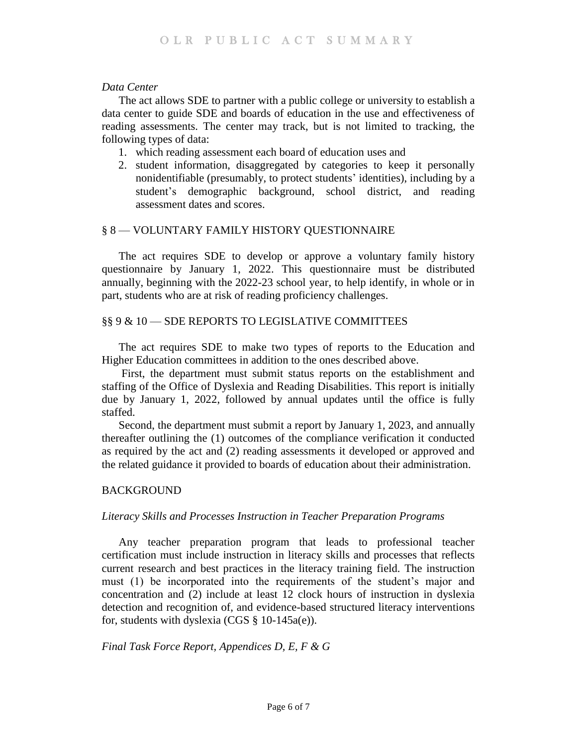*Data Center*

The act allows SDE to partner with a public college or university to establish a data center to guide SDE and boards of education in the use and effectiveness of reading assessments. The center may track, but is not limited to tracking, the following types of data:

1. which reading assessment each board of education uses and
2. student information, disaggregated by categories to keep it personally nonidentifiable (presumably, to protect students' identities), including by a student's demographic background, school district, and reading assessment dates and scores.

## § 8 — VOLUNTARY FAMILY HISTORY QUESTIONNAIRE

The act requires SDE to develop or approve a voluntary family history questionnaire by January 1, 2022. This questionnaire must be distributed annually, beginning with the 2022-23 school year, to help identify, in whole or in part, students who are at risk of reading proficiency challenges.

## §§ 9 & 10 — SDE REPORTS TO LEGISLATIVE COMMITTEES

The act requires SDE to make two types of reports to the Education and Higher Education committees in addition to the ones described above.

First, the department must submit status reports on the establishment and staffing of the Office of Dyslexia and Reading Disabilities. This report is initially due by January 1, 2022, followed by annual updates until the office is fully staffed.

Second, the department must submit a report by January 1, 2023, and annually thereafter outlining the (1) outcomes of the compliance verification it conducted as required by the act and (2) reading assessments it developed or approved and the related guidance it provided to boards of education about their administration.

## BACKGROUND

*Literacy Skills and Processes Instruction in Teacher Preparation Programs*

Any teacher preparation program that leads to professional teacher certification must include instruction in literacy skills and processes that reflects current research and best practices in the literacy training field. The instruction must (1) be incorporated into the requirements of the student's major and concentration and (2) include at least 12 clock hours of instruction in dyslexia detection and recognition of, and evidence-based structured literacy interventions for, students with dyslexia (CGS § 10-145a(e)).

*Final Task Force Report, Appendices D, E, F & G*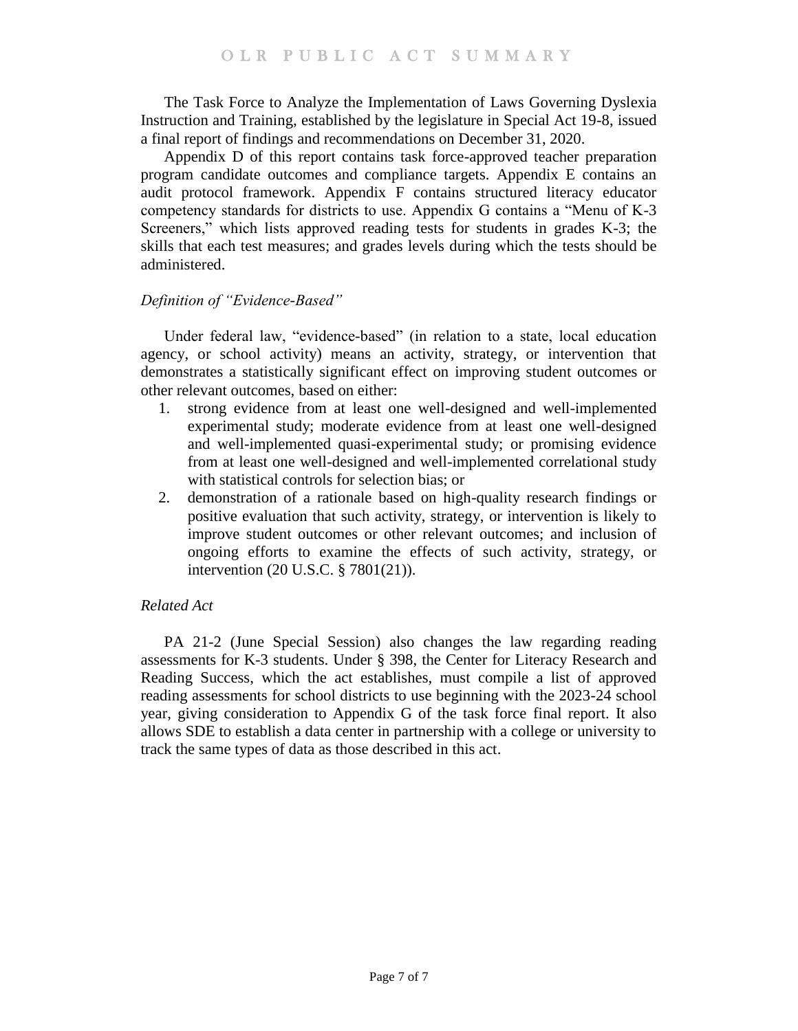The Task Force to Analyze the Implementation of Laws Governing Dyslexia Instruction and Training, established by the legislature in Special Act 19-8, issued a final report of findings and recommendations on December 31, 2020.

Appendix D of this report contains task force-approved teacher preparation program candidate outcomes and compliance targets. Appendix E contains an audit protocol framework. Appendix F contains structured literacy educator competency standards for districts to use. Appendix G contains a "Menu of K-3 Screeners," which lists approved reading tests for students in grades K-3; the skills that each test measures; and grades levels during which the tests should be administered.

*Definition of "Evidence-Based"*

Under federal law, "evidence-based" (in relation to a state, local education agency, or school activity) means an activity, strategy, or intervention that demonstrates a statistically significant effect on improving student outcomes or other relevant outcomes, based on either:

1. strong evidence from at least one well-designed and well-implemented experimental study; moderate evidence from at least one well-designed and well-implemented quasi-experimental study; or promising evidence from at least one well-designed and well-implemented correlational study with statistical controls for selection bias; or
2. demonstration of a rationale based on high-quality research findings or positive evaluation that such activity, strategy, or intervention is likely to improve student outcomes or other relevant outcomes; and inclusion of ongoing efforts to examine the effects of such activity, strategy, or intervention (20 U.S.C. § 7801(21)).

*Related Act*

PA 21-2 (June Special Session) also changes the law regarding reading assessments for K-3 students. Under § 398, the Center for Literacy Research and Reading Success, which the act establishes, must compile a list of approved reading assessments for school districts to use beginning with the 2023-24 school year, giving consideration to Appendix G of the task force final report. It also allows SDE to establish a data center in partnership with a college or university to track the same types of data as those described in this act.